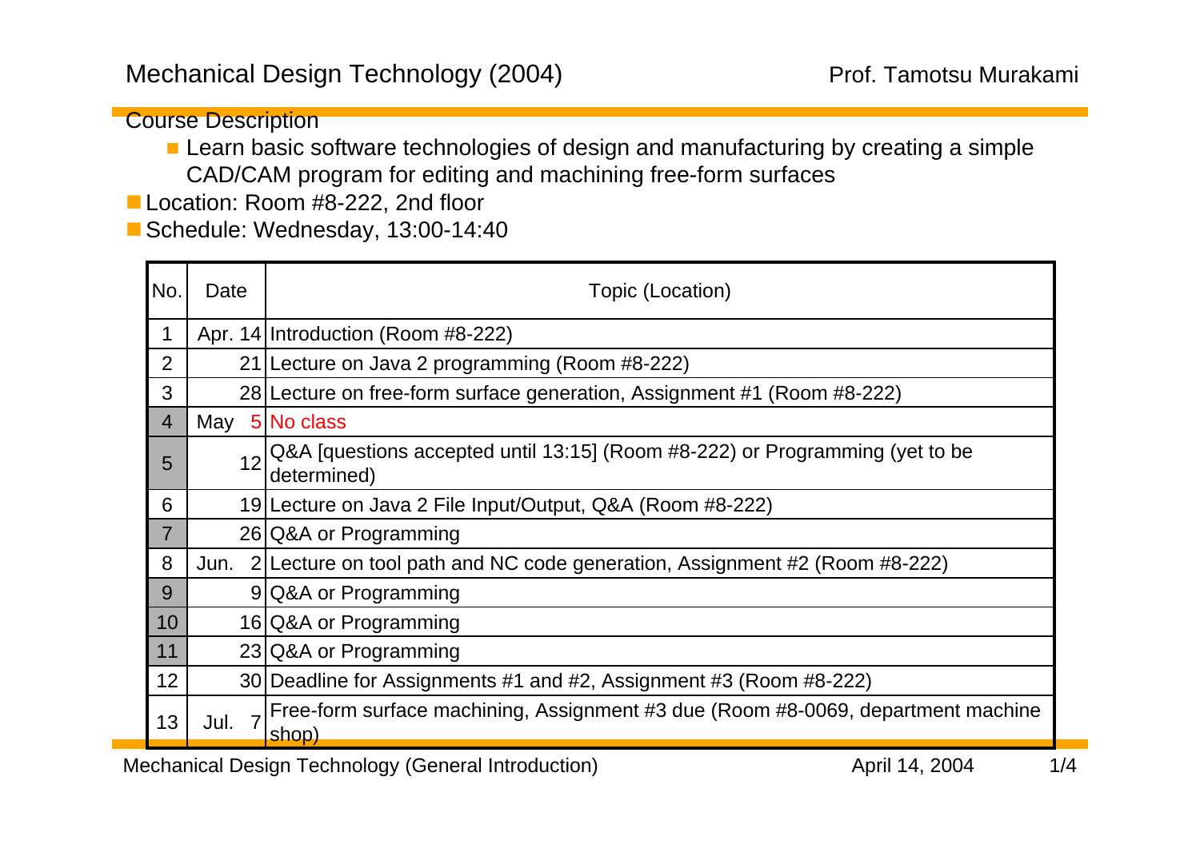# Mechanical Design Technology (2004)

Prof. Tamotsu Murakami

## Course Description

- Learn basic software technologies of design and manufacturing by creating a simple CAD/CAM program for editing and machining free-form surfaces

- Location: Room #8-222, 2nd floor
- Schedule: Wednesday, 13:00-14:40

| No. | Date | Topic (Location) |
|---|---|---|
| 1 | Apr. 14 | Introduction (Room #8-222) |
| 2 | 21 | Lecture on Java 2 programming (Room #8-222) |
| 3 | 28 | Lecture on free-form surface generation, Assignment #1 (Room #8-222) |
| 4 | May 5 | No class |
| 5 | 12 | Q&A [questions accepted until 13:15] (Room #8-222) or Programming (yet to be determined) |
| 6 | 19 | Lecture on Java 2 File Input/Output, Q&A (Room #8-222) |
| 7 | 26 | Q&A or Programming |
| 8 | Jun. 2 | Lecture on tool path and NC code generation, Assignment #2 (Room #8-222) |
| 9 | 9 | Q&A or Programming |
| 10 | 16 | Q&A or Programming |
| 11 | 23 | Q&A or Programming |
| 12 | 30 | Deadline for Assignments #1 and #2, Assignment #3 (Room #8-222) |
| 13 | Jul. 7 | Free-form surface machining, Assignment #3 due (Room #8-0069, department machine shop) |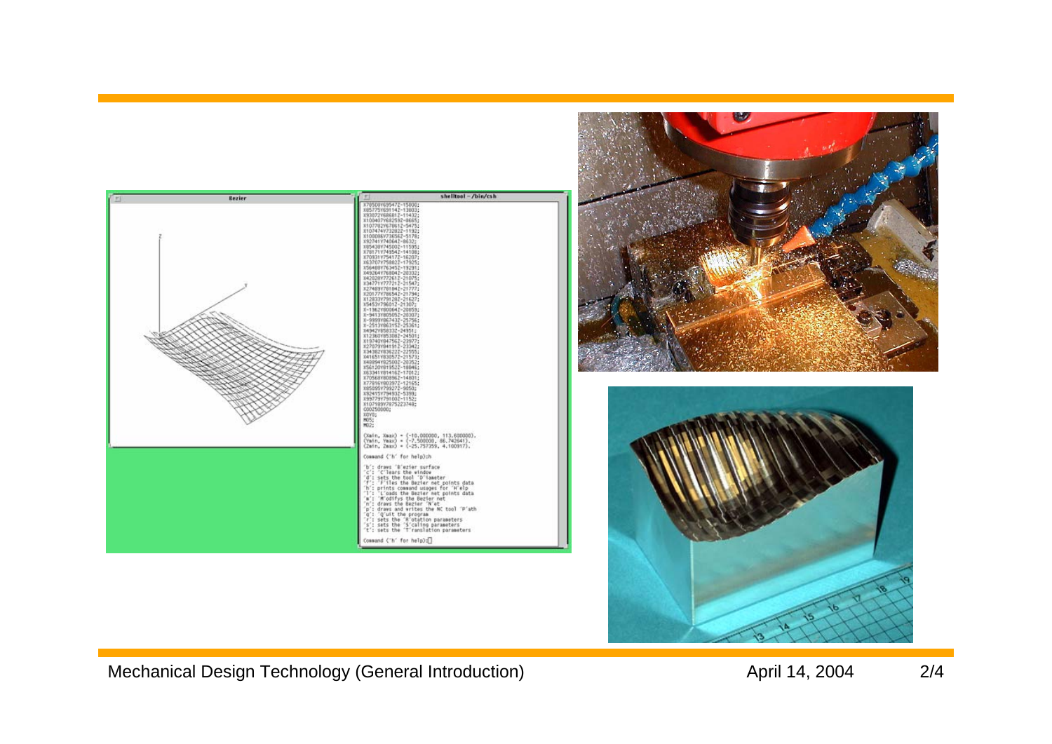Bezier

shelltool – /bin/csh

```
(Xmin, Xmax) = (-10.000000, 113.600000).
(Ymin, Ymax) = (-7.500000, 86.742641).
(Zmin, Zmax) = (-25.757359, 4.100917).

Command ('h' for help):h

'b': draws 'B'ezier surface
'c': 'C'lears the window
'd': sets the tool 'D'iameter
'f': 'F'iles the Bezier net points data
'h': prints command usages for 'H'elp
'l': 'L'oads the Bezier net points data
'm': 'M'odifys the Bezier net
'n': draws the Bezier 'N'et
'p': draws and writes the NC tool 'P'ath
'q': 'Q'uit the program
'r': sets the 'R'otation parameters
's': sets the 'S'caling parameters
't': sets the 'T'ranslation parameters

Command ('h' for help):
```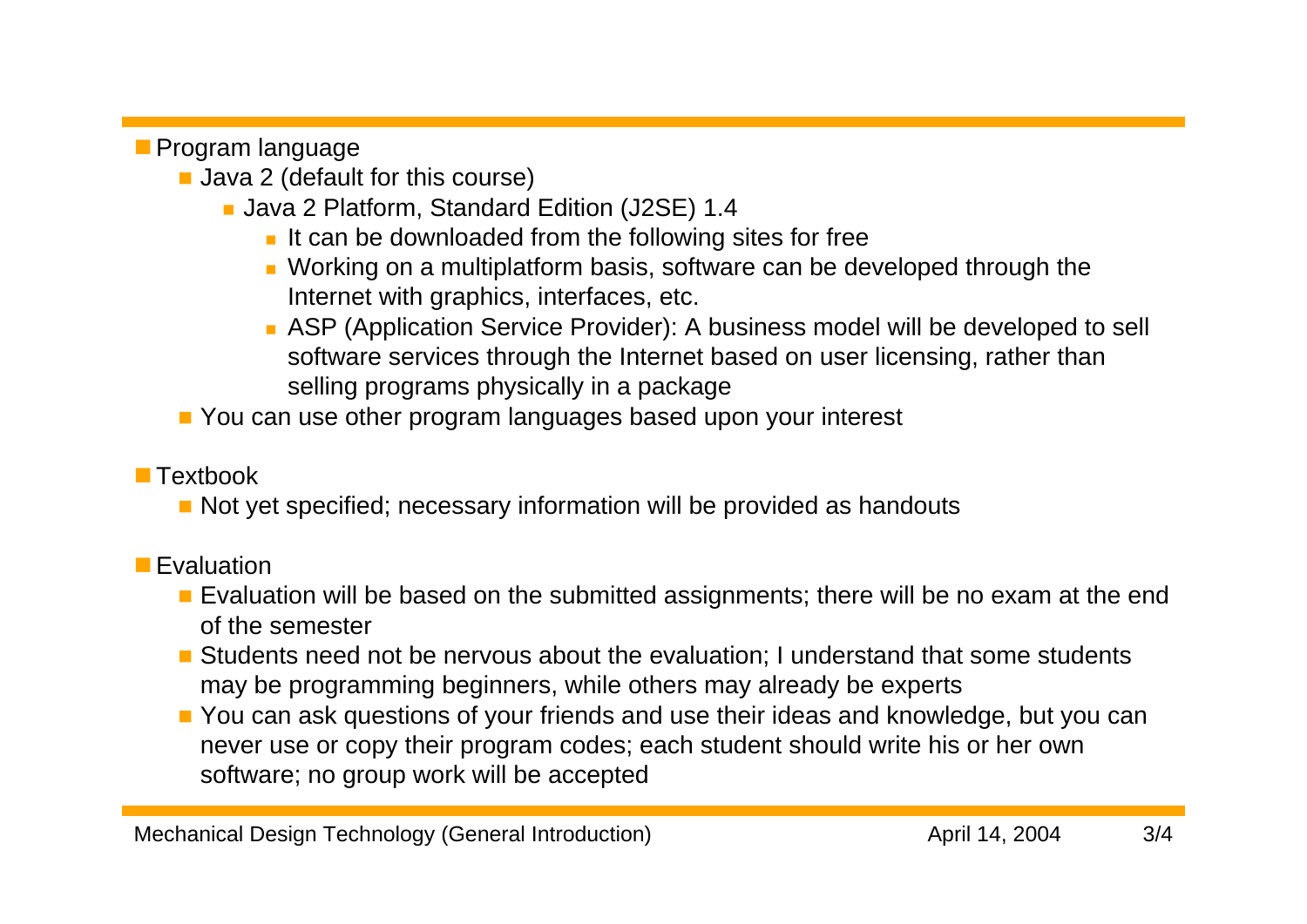- Program language
  - Java 2 (default for this course)
    - Java 2 Platform, Standard Edition (J2SE) 1.4
      - It can be downloaded from the following sites for free
      - Working on a multiplatform basis, software can be developed through the Internet with graphics, interfaces, etc.
      - ASP (Application Service Provider): A business model will be developed to sell software services through the Internet based on user licensing, rather than selling programs physically in a package
  - You can use other program languages based upon your interest

- Textbook
  - Not yet specified; necessary information will be provided as handouts

- Evaluation
  - Evaluation will be based on the submitted assignments; there will be no exam at the end of the semester
  - Students need not be nervous about the evaluation; I understand that some students may be programming beginners, while others may already be experts
  - You can ask questions of your friends and use their ideas and knowledge, but you can never use or copy their program codes; each student should write his or her own software; no group work will be accepted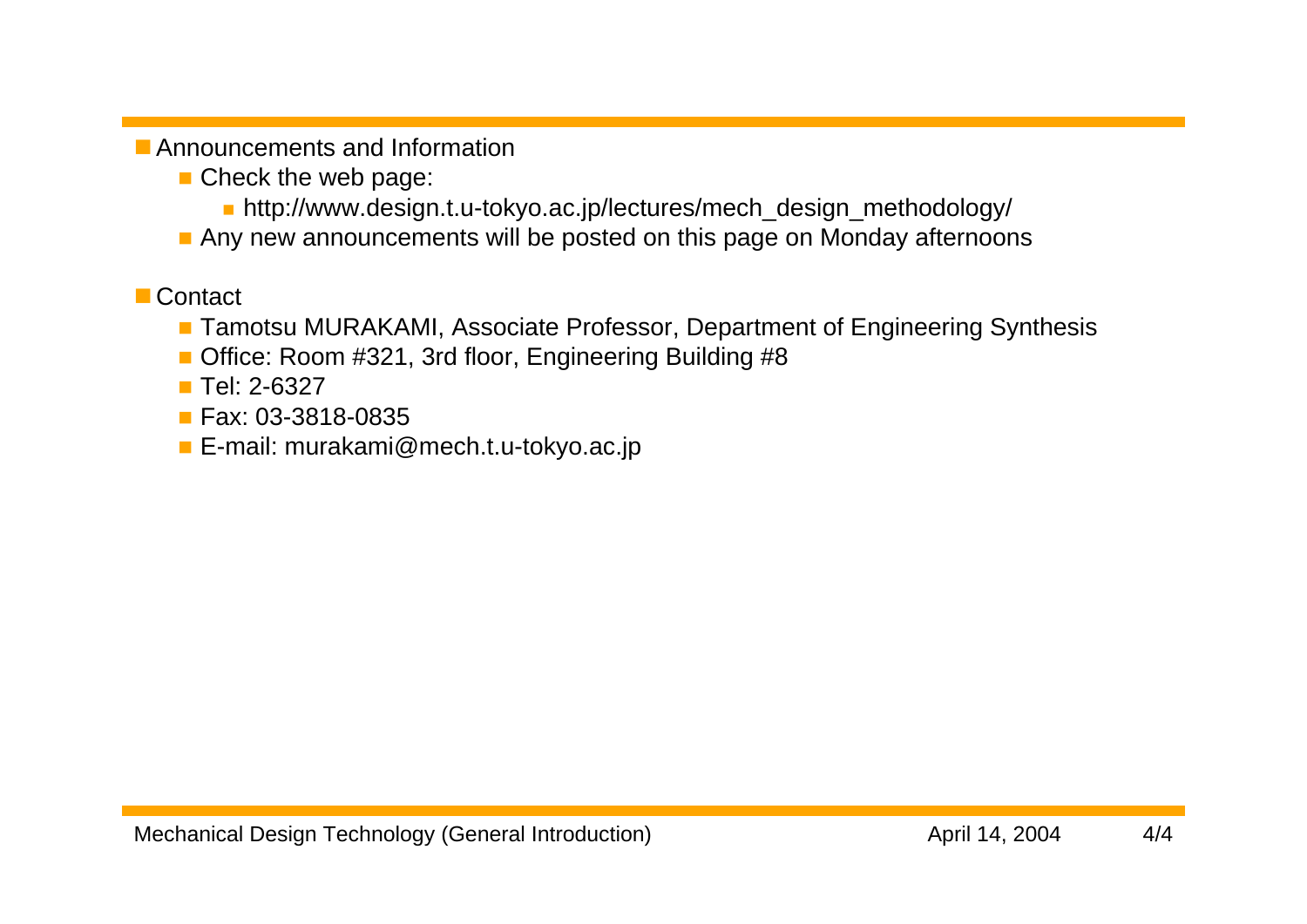- Announcements and Information
  - Check the web page:
    - http://www.design.t.u-tokyo.ac.jp/lectures/mech_design_methodology/
  - Any new announcements will be posted on this page on Monday afternoons

- Contact
  - Tamotsu MURAKAMI, Associate Professor, Department of Engineering Synthesis
  - Office: Room #321, 3rd floor, Engineering Building #8
  - Tel: 2-6327
  - Fax: 03-3818-0835
  - E-mail: murakami@mech.t.u-tokyo.ac.jp